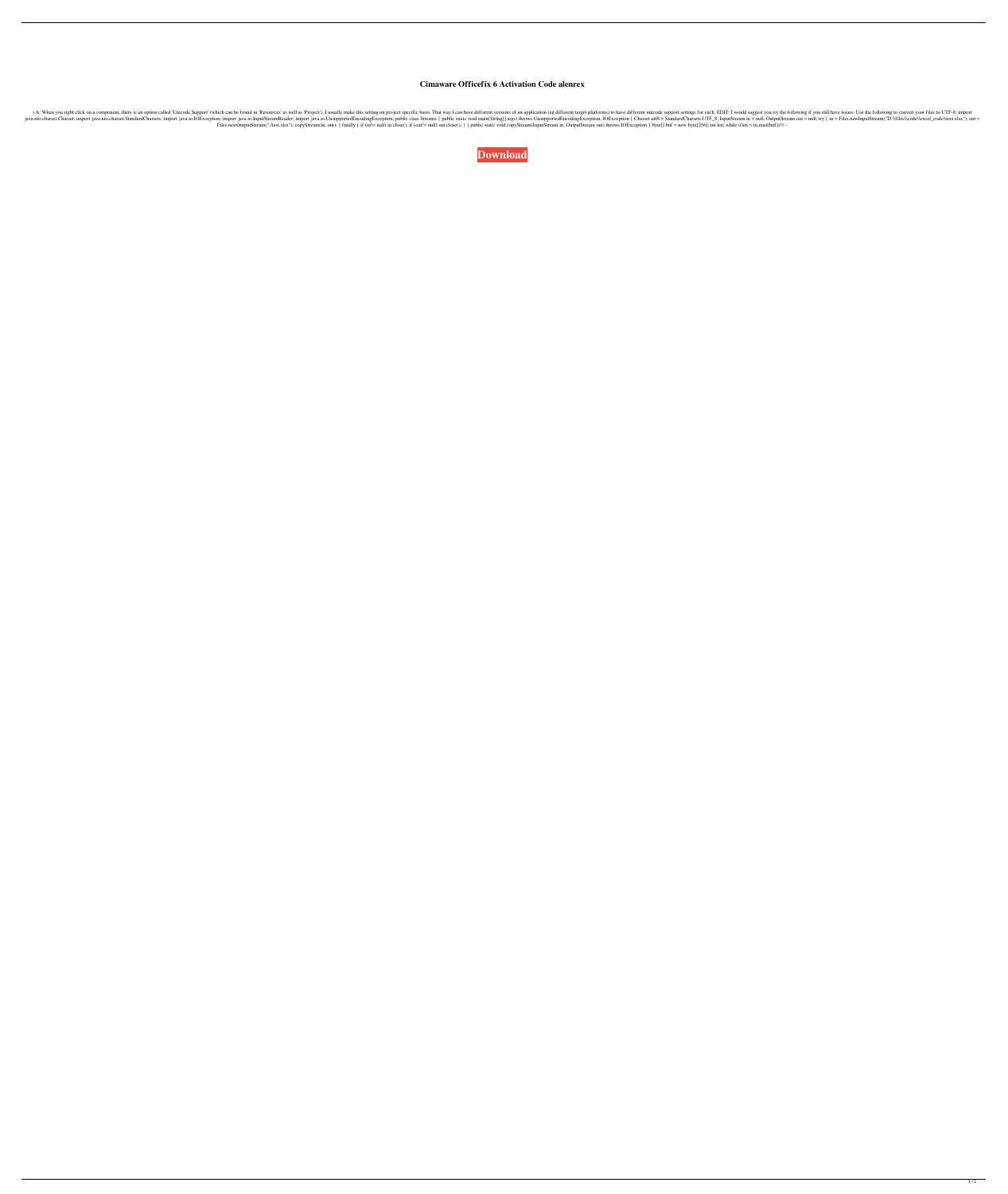# Cimaware Officefix 6 Activation Code alenrex

) A: When you right click on a component, there is an option called 'Unicode Support' (which can be found in 'Resources' as well as 'Project'). I usually make this setting on project specific basis. That way I can have different versions of an application (eg different target platforms) to have different unicode support settings for each. EDIT: I would suggest you try the following if you still have issues: Use the following to convert your files to UTF-8: import java.nio.charset.Charset; import java.nio.charset.StandardCharsets; import java.io.IOException; import java.io.InputStreamReader; import java.io.UnsupportedEncodingException; public class Streams { public static void main(String[] args) throws UnsupportedEncodingException, IOException { Charset utf8 = StandardCharsets.UTF_8; InputStream in = null; OutputStream out = null; try { in = Files.newInputStream("D:\\files\\code\\excel_code\\test.xlsx"); out = Files.newOutputStream(".\\test.xlsx"); copyStream(in, out); } finally { if (in!= null) in.close(); if (out!= null) out.close(); } } public static void copyStream(InputStream in, OutputStream out) throws IOException { byte[] buf = new byte[256]; int len; while ((len = in.read(buf))!= -

**Download**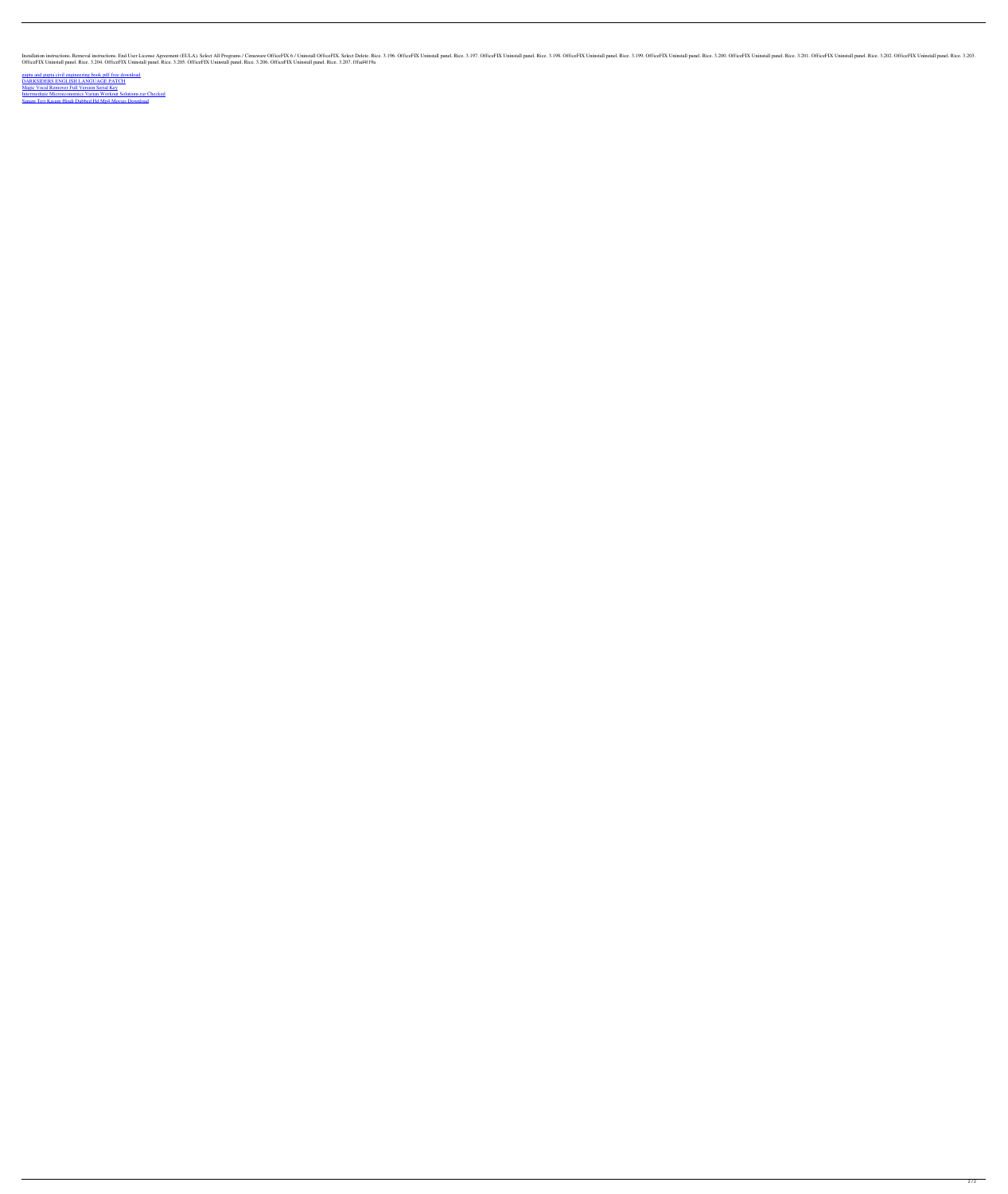Installation instructions. Removal instructions. End User License Agreement (EULA). Select All Programs / Cimaware OfficeFIX 6 / Uninstall OfficeFIX. Select Delete. Rice. 3.196. OfficeFIX Uninstall panel. Rice. 3.197. OfficeFIX Uninstall panel. Rice. 3.198. OfficeFIX Uninstall panel. Rice. 3.199. OfficeFIX Uninstall panel. Rice. 3.200. OfficeFIX Uninstall panel. Rice. 3.201. OfficeFIX Uninstall panel. Rice. 3.202. OfficeFIX Uninstall panel. Rice. 3.203. OfficeFIX Uninstall panel. Rice. 3.204. OfficeFIX Uninstall panel. Rice. 3.205. OfficeFIX Uninstall panel. Rice. 3.206. OfficeFIX Uninstall panel. Rice. 3.207. fffad4f19a

gupta and gupta civil engineering book pdf free download
DARKSIDERS ENGLISH LANGUAGE PATCH
Magic Vocal Remover Full Version Serial Key
Intermediate Microeconomics Varian Workout Solutions.rar Checked
Sanam Teri Kasam Hindi Dubbed Hd Mp4 Movies Download